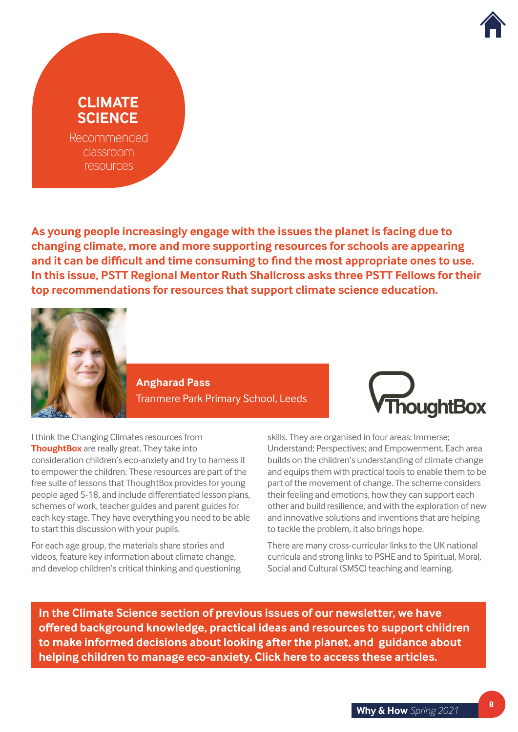# CLIMATE SCIENCE

Recommended classroom resources

**As young people increasingly engage with the issues the planet is facing due to changing climate, more and more supporting resources for schools are appearing and it can be difficult and time consuming to find the most appropriate ones to use. In this issue, PSTT Regional Mentor Ruth Shallcross asks three PSTT Fellows for their top recommendations for resources that support climate science education.**

**Angharad Pass**
Tranmere Park Primary School, Leeds

I think the Changing Climates resources from **ThoughtBox** are really great. They take into consideration children's eco-anxiety and try to harness it to empower the children. These resources are part of the free suite of lessons that ThoughtBox provides for young people aged 5-18, and include differentiated lesson plans, schemes of work, teacher guides and parent guides for each key stage. They have everything you need to be able to start this discussion with your pupils.

For each age group, the materials share stories and videos, feature key information about climate change, and develop children's critical thinking and questioning skills. They are organised in four areas: Immerse; Understand; Perspectives; and Empowerment. Each area builds on the children's understanding of climate change and equips them with practical tools to enable them to be part of the movement of change. The scheme considers their feeling and emotions, how they can support each other and build resilience, and with the exploration of new and innovative solutions and inventions that are helping to tackle the problem, it also brings hope.

There are many cross-curricular links to the UK national curricula and strong links to PSHE and to Spiritual, Moral, Social and Cultural (SMSC) teaching and learning.

**In the Climate Science section of previous issues of our newsletter, we have offered background knowledge, practical ideas and resources to support children to make informed decisions about looking after the planet, and guidance about helping children to manage eco-anxiety. Click here to access these articles.**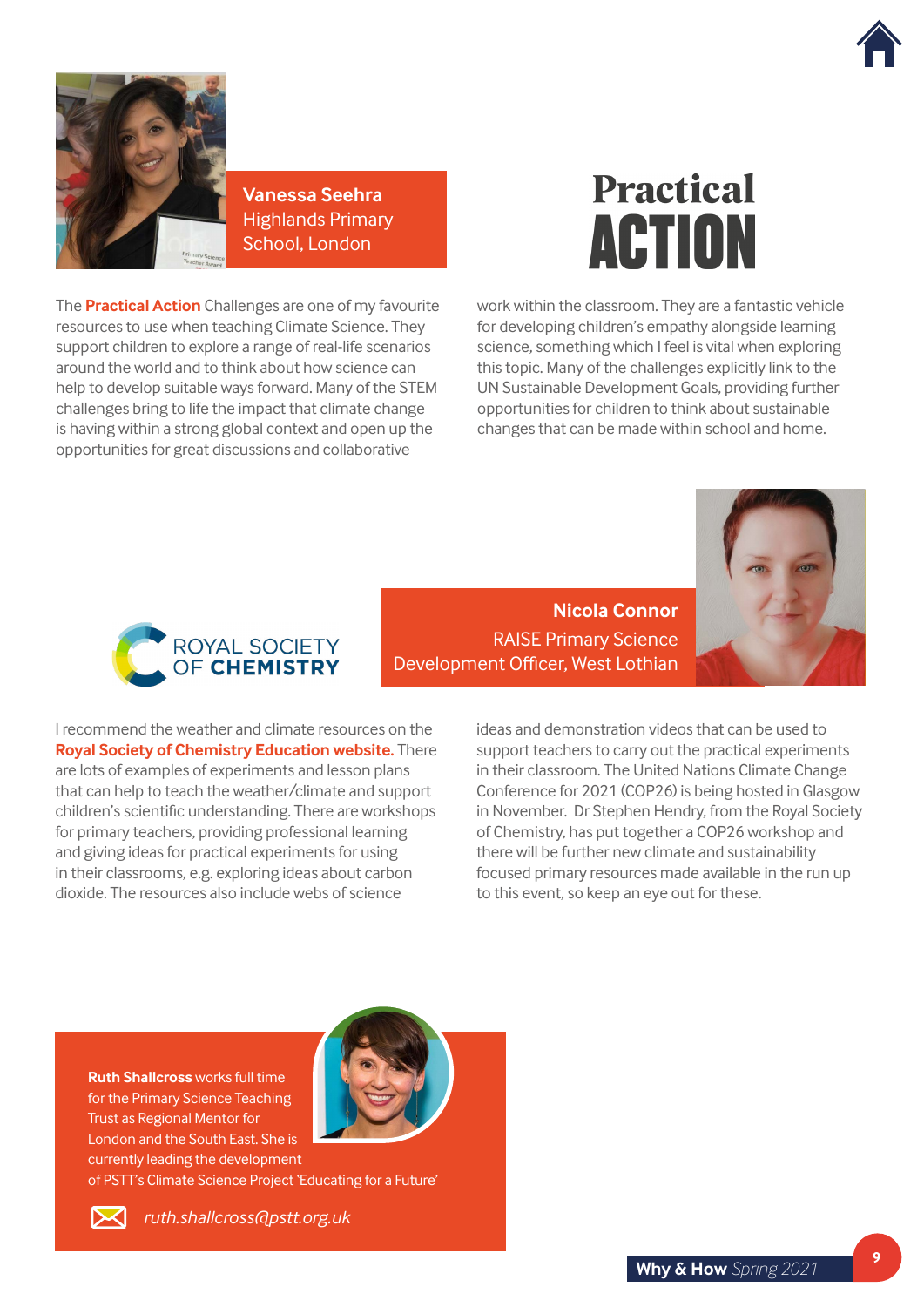**Vanessa Seehra**
Highlands Primary School, London

Practical
ACTION

The **Practical Action** Challenges are one of my favourite resources to use when teaching Climate Science. They support children to explore a range of real-life scenarios around the world and to think about how science can help to develop suitable ways forward. Many of the STEM challenges bring to life the impact that climate change is having within a strong global context and open up the opportunities for great discussions and collaborative work within the classroom. They are a fantastic vehicle for developing children's empathy alongside learning science, something which I feel is vital when exploring this topic. Many of the challenges explicitly link to the UN Sustainable Development Goals, providing further opportunities for children to think about sustainable changes that can be made within school and home.

ROYAL SOCIETY OF CHEMISTRY

**Nicola Connor**
RAISE Primary Science Development Officer, West Lothian

I recommend the weather and climate resources on the **Royal Society of Chemistry Education website.** There are lots of examples of experiments and lesson plans that can help to teach the weather/climate and support children's scientific understanding. There are workshops for primary teachers, providing professional learning and giving ideas for practical experiments for using in their classrooms, e.g. exploring ideas about carbon dioxide. The resources also include webs of science ideas and demonstration videos that can be used to support teachers to carry out the practical experiments in their classroom. The United Nations Climate Change Conference for 2021 (COP26) is being hosted in Glasgow in November. Dr Stephen Hendry, from the Royal Society of Chemistry, has put together a COP26 workshop and there will be further new climate and sustainability focused primary resources made available in the run up to this event, so keep an eye out for these.

**Ruth Shallcross** works full time for the Primary Science Teaching Trust as Regional Mentor for London and the South East. She is currently leading the development of PSTT's Climate Science Project 'Educating for a Future'

*ruth.shallcross@pstt.org.uk*